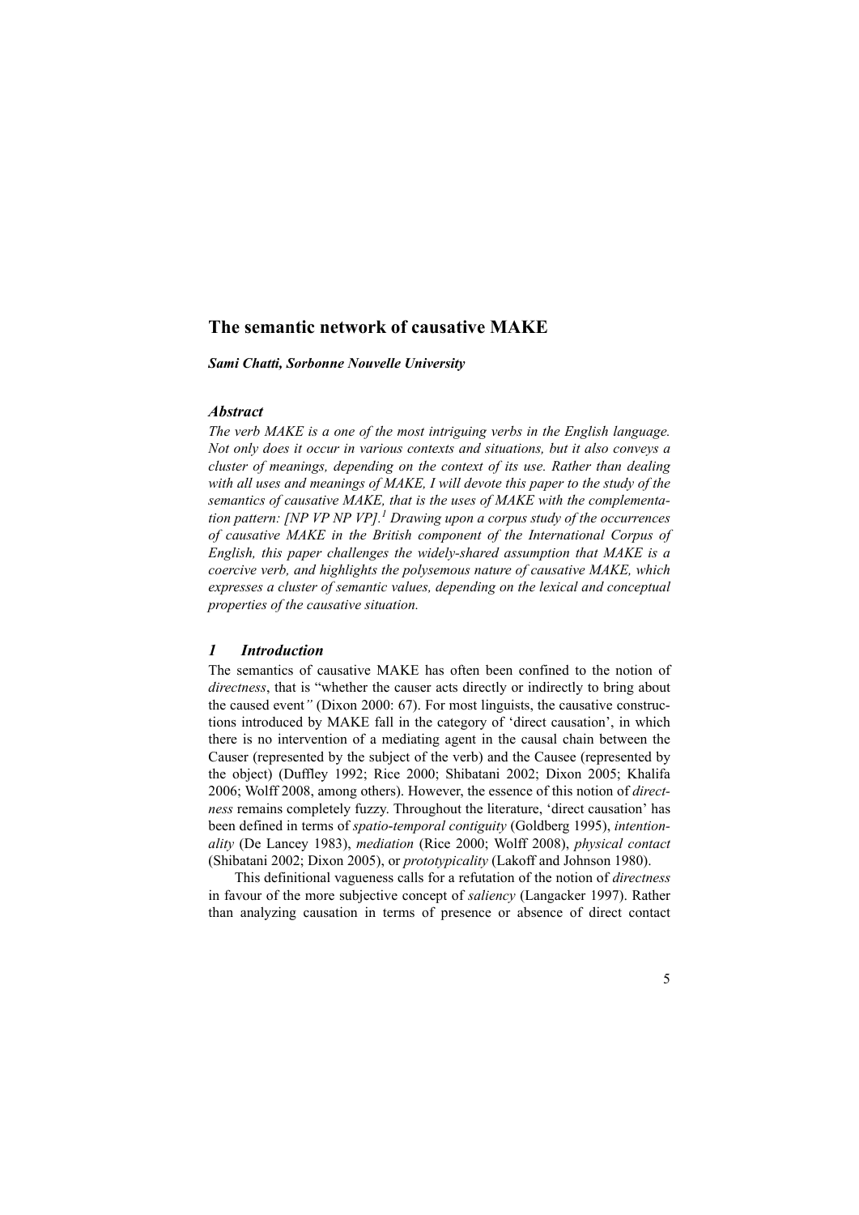# The semantic network of causative MAKE

***Sami Chatti, Sorbonne Nouvelle University***

### *Abstract*

*The verb MAKE is a one of the most intriguing verbs in the English language. Not only does it occur in various contexts and situations, but it also conveys a cluster of meanings, depending on the context of its use. Rather than dealing with all uses and meanings of MAKE, I will devote this paper to the study of the semantics of causative MAKE, that is the uses of MAKE with the complementation pattern: [NP VP NP VP].[1] Drawing upon a corpus study of the occurrences of causative MAKE in the British component of the International Corpus of English, this paper challenges the widely-shared assumption that MAKE is a coercive verb, and highlights the polysemous nature of causative MAKE, which expresses a cluster of semantic values, depending on the lexical and conceptual properties of the causative situation.*

## *1 Introduction*

The semantics of causative MAKE has often been confined to the notion of *directness*, that is "whether the causer acts directly or indirectly to bring about the caused event*"* (Dixon 2000: 67). For most linguists, the causative constructions introduced by MAKE fall in the category of 'direct causation', in which there is no intervention of a mediating agent in the causal chain between the Causer (represented by the subject of the verb) and the Causee (represented by the object) (Duffley 1992; Rice 2000; Shibatani 2002; Dixon 2005; Khalifa 2006; Wolff 2008, among others). However, the essence of this notion of *directness* remains completely fuzzy. Throughout the literature, 'direct causation' has been defined in terms of *spatio-temporal contiguity* (Goldberg 1995), *intentionality* (De Lancey 1983), *mediation* (Rice 2000; Wolff 2008), *physical contact* (Shibatani 2002; Dixon 2005), or *prototypicality* (Lakoff and Johnson 1980).

This definitional vagueness calls for a refutation of the notion of *directness* in favour of the more subjective concept of *saliency* (Langacker 1997). Rather than analyzing causation in terms of presence or absence of direct contact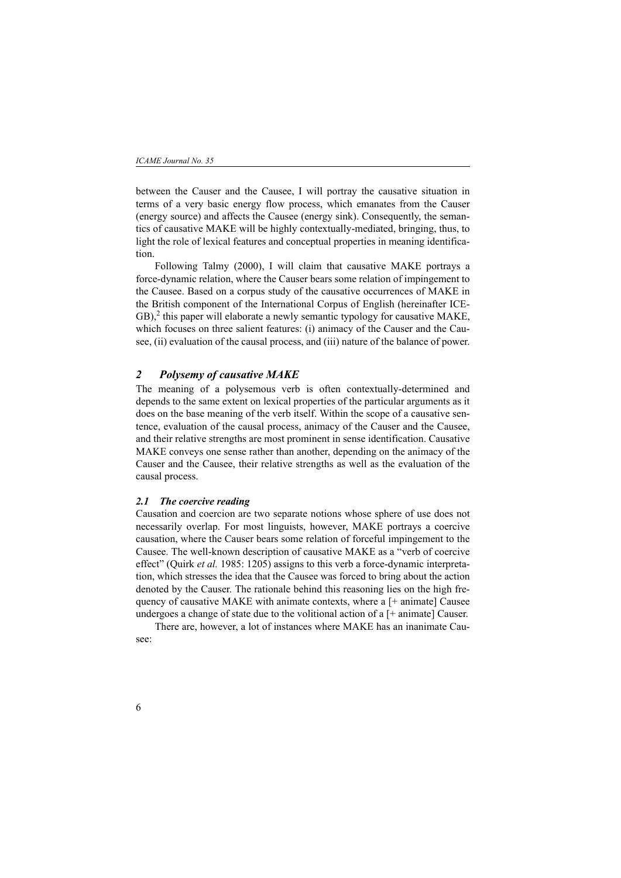between the Causer and the Causee, I will portray the causative situation in terms of a very basic energy flow process, which emanates from the Causer (energy source) and affects the Causee (energy sink). Consequently, the semantics of causative MAKE will be highly contextually-mediated, bringing, thus, to light the role of lexical features and conceptual properties in meaning identification.

Following Talmy (2000), I will claim that causative MAKE portrays a force-dynamic relation, where the Causer bears some relation of impingement to the Causee. Based on a corpus study of the causative occurrences of MAKE in the British component of the International Corpus of English (hereinafter ICE-GB),[2] this paper will elaborate a newly semantic typology for causative MAKE, which focuses on three salient features: (i) animacy of the Causer and the Causee, (ii) evaluation of the causal process, and (iii) nature of the balance of power.

## *2 Polysemy of causative MAKE*

The meaning of a polysemous verb is often contextually-determined and depends to the same extent on lexical properties of the particular arguments as it does on the base meaning of the verb itself. Within the scope of a causative sentence, evaluation of the causal process, animacy of the Causer and the Causee, and their relative strengths are most prominent in sense identification. Causative MAKE conveys one sense rather than another, depending on the animacy of the Causer and the Causee, their relative strengths as well as the evaluation of the causal process.

### *2.1 The coercive reading*

Causation and coercion are two separate notions whose sphere of use does not necessarily overlap. For most linguists, however, MAKE portrays a coercive causation, where the Causer bears some relation of forceful impingement to the Causee. The well-known description of causative MAKE as a "verb of coercive effect" (Quirk *et al.* 1985: 1205) assigns to this verb a force-dynamic interpretation, which stresses the idea that the Causee was forced to bring about the action denoted by the Causer. The rationale behind this reasoning lies on the high frequency of causative MAKE with animate contexts, where a [+ animate] Causee undergoes a change of state due to the volitional action of a [+ animate] Causer.

There are, however, a lot of instances where MAKE has an inanimate Causee: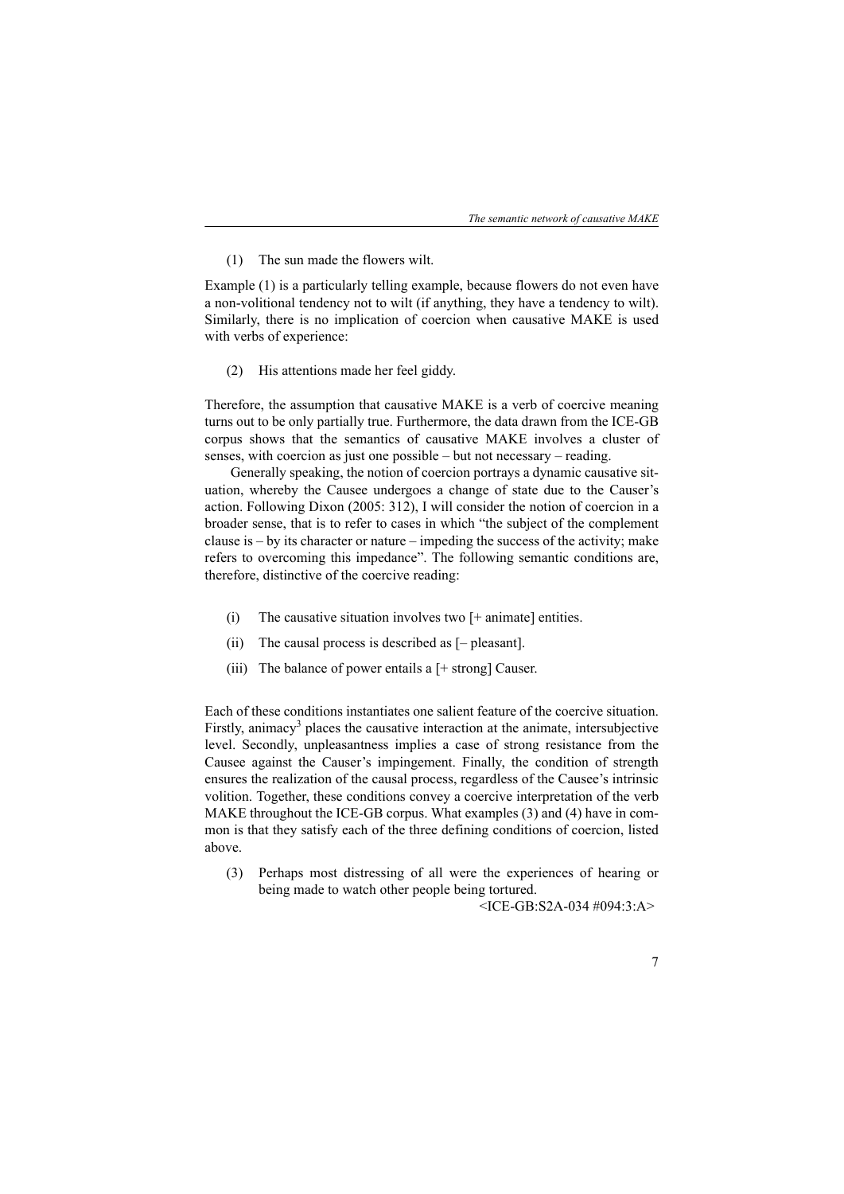(1) The sun made the flowers wilt.

Example (1) is a particularly telling example, because flowers do not even have a non-volitional tendency not to wilt (if anything, they have a tendency to wilt). Similarly, there is no implication of coercion when causative MAKE is used with verbs of experience:

(2) His attentions made her feel giddy.

Therefore, the assumption that causative MAKE is a verb of coercive meaning turns out to be only partially true. Furthermore, the data drawn from the ICE-GB corpus shows that the semantics of causative MAKE involves a cluster of senses, with coercion as just one possible – but not necessary – reading.

Generally speaking, the notion of coercion portrays a dynamic causative situation, whereby the Causee undergoes a change of state due to the Causer's action. Following Dixon (2005: 312), I will consider the notion of coercion in a broader sense, that is to refer to cases in which "the subject of the complement clause is – by its character or nature – impeding the success of the activity; make refers to overcoming this impedance". The following semantic conditions are, therefore, distinctive of the coercive reading:

(i) The causative situation involves two [+ animate] entities.

(ii) The causal process is described as [– pleasant].

(iii) The balance of power entails a [+ strong] Causer.

Each of these conditions instantiates one salient feature of the coercive situation. Firstly, animacy[3] places the causative interaction at the animate, intersubjective level. Secondly, unpleasantness implies a case of strong resistance from the Causee against the Causer's impingement. Finally, the condition of strength ensures the realization of the causal process, regardless of the Causee's intrinsic volition. Together, these conditions convey a coercive interpretation of the verb MAKE throughout the ICE-GB corpus. What examples (3) and (4) have in common is that they satisfy each of the three defining conditions of coercion, listed above.

(3) Perhaps most distressing of all were the experiences of hearing or being made to watch other people being tortured.
<ICE-GB:S2A-034 #094:3:A>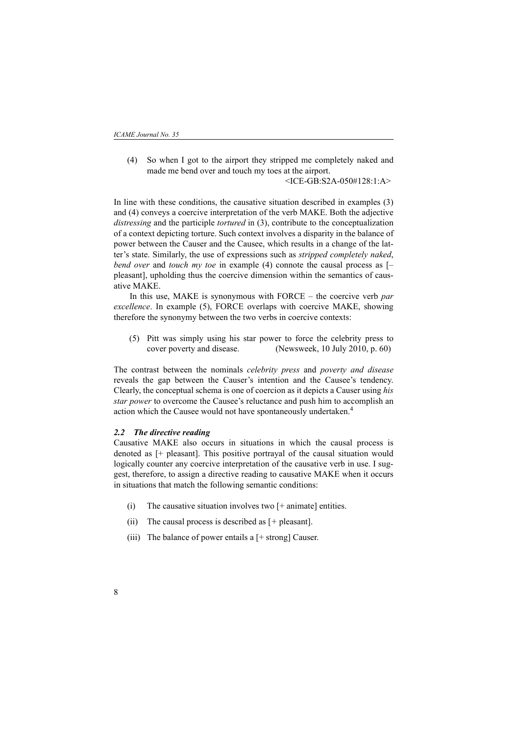(4) So when I got to the airport they stripped me completely naked and made me bend over and touch my toes at the airport. <ICE-GB:S2A-050#128:1:A>

In line with these conditions, the causative situation described in examples (3) and (4) conveys a coercive interpretation of the verb MAKE. Both the adjective *distressing* and the participle *tortured* in (3), contribute to the conceptualization of a context depicting torture. Such context involves a disparity in the balance of power between the Causer and the Causee, which results in a change of the latter's state. Similarly, the use of expressions such as *stripped completely naked*, *bend over* and *touch my toe* in example (4) connote the causal process as [– pleasant], upholding thus the coercive dimension within the semantics of causative MAKE.

In this use, MAKE is synonymous with FORCE – the coercive verb *par excellence*. In example (5), FORCE overlaps with coercive MAKE, showing therefore the synonymy between the two verbs in coercive contexts:

(5) Pitt was simply using his star power to force the celebrity press to cover poverty and disease. (Newsweek, 10 July 2010, p. 60)

The contrast between the nominals *celebrity press* and *poverty and disease* reveals the gap between the Causer's intention and the Causee's tendency. Clearly, the conceptual schema is one of coercion as it depicts a Causer using *his star power* to overcome the Causee's reluctance and push him to accomplish an action which the Causee would not have spontaneously undertaken.[4]

### *2.2 The directive reading*

Causative MAKE also occurs in situations in which the causal process is denoted as [+ pleasant]. This positive portrayal of the causal situation would logically counter any coercive interpretation of the causative verb in use. I suggest, therefore, to assign a directive reading to causative MAKE when it occurs in situations that match the following semantic conditions:

(i) The causative situation involves two [+ animate] entities.

(ii) The causal process is described as [+ pleasant].

(iii) The balance of power entails a [+ strong] Causer.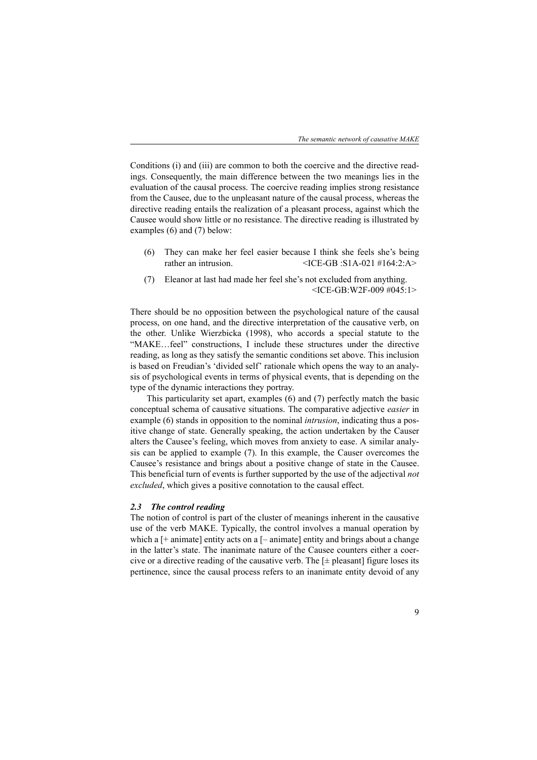Conditions (i) and (iii) are common to both the coercive and the directive readings. Consequently, the main difference between the two meanings lies in the evaluation of the causal process. The coercive reading implies strong resistance from the Causee, due to the unpleasant nature of the causal process, whereas the directive reading entails the realization of a pleasant process, against which the Causee would show little or no resistance. The directive reading is illustrated by examples (6) and (7) below:

(6) They can make her feel easier because I think she feels she's being rather an intrusion. <ICE-GB :S1A-021 #164:2:A>

(7) Eleanor at last had made her feel she's not excluded from anything. <ICE-GB:W2F-009 #045:1>

There should be no opposition between the psychological nature of the causal process, on one hand, and the directive interpretation of the causative verb, on the other. Unlike Wierzbicka (1998), who accords a special statute to the "MAKE…feel" constructions, I include these structures under the directive reading, as long as they satisfy the semantic conditions set above. This inclusion is based on Freudian's 'divided self' rationale which opens the way to an analysis of psychological events in terms of physical events, that is depending on the type of the dynamic interactions they portray.

This particularity set apart, examples (6) and (7) perfectly match the basic conceptual schema of causative situations. The comparative adjective *easier* in example (6) stands in opposition to the nominal *intrusion*, indicating thus a positive change of state. Generally speaking, the action undertaken by the Causer alters the Causee's feeling, which moves from anxiety to ease. A similar analysis can be applied to example (7). In this example, the Causer overcomes the Causee's resistance and brings about a positive change of state in the Causee. This beneficial turn of events is further supported by the use of the adjectival *not excluded*, which gives a positive connotation to the causal effect.

### *2.3 The control reading*

The notion of control is part of the cluster of meanings inherent in the causative use of the verb MAKE. Typically, the control involves a manual operation by which a [+ animate] entity acts on a [– animate] entity and brings about a change in the latter's state. The inanimate nature of the Causee counters either a coercive or a directive reading of the causative verb. The [± pleasant] figure loses its pertinence, since the causal process refers to an inanimate entity devoid of any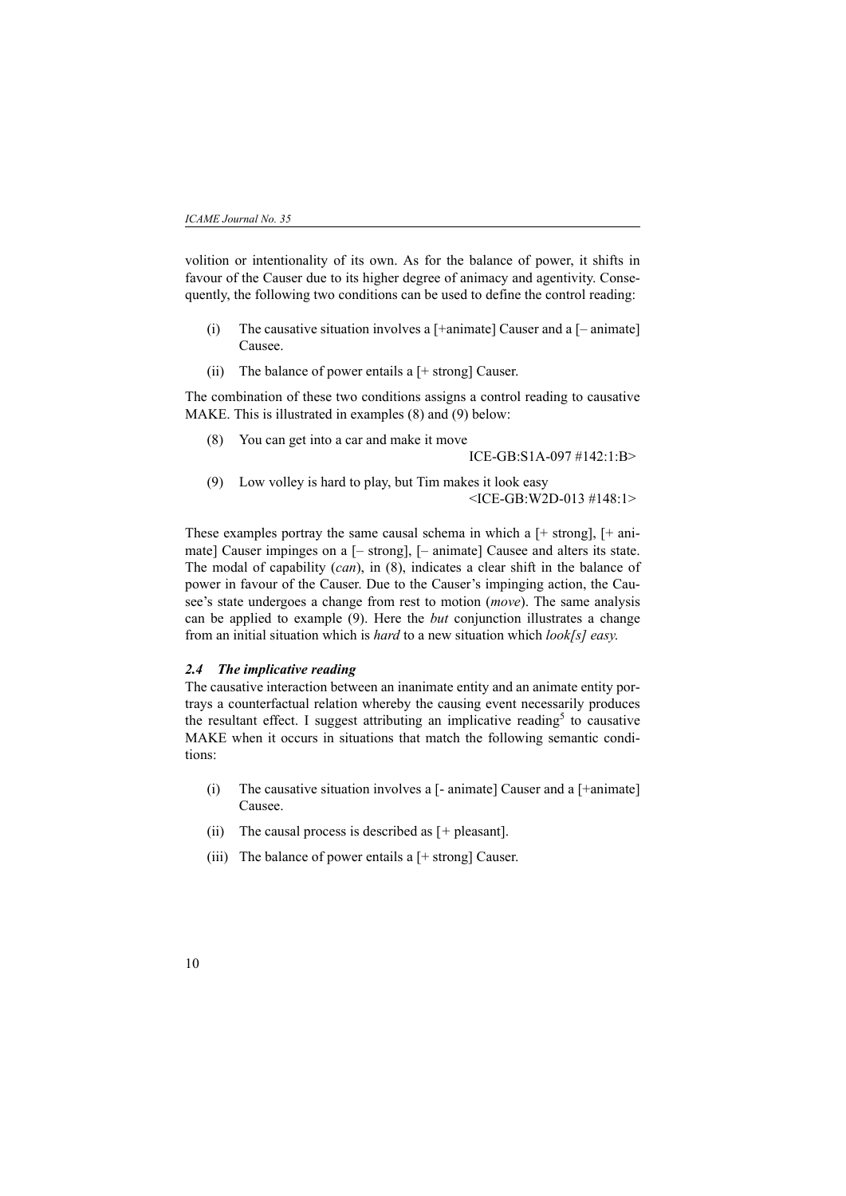volition or intentionality of its own. As for the balance of power, it shifts in favour of the Causer due to its higher degree of animacy and agentivity. Consequently, the following two conditions can be used to define the control reading:

(i) The causative situation involves a [+animate] Causer and a [– animate] Causee.

(ii) The balance of power entails a [+ strong] Causer.

The combination of these two conditions assigns a control reading to causative MAKE. This is illustrated in examples (8) and (9) below:

(8) You can get into a car and make it move
ICE-GB:S1A-097 #142:1:B>

(9) Low volley is hard to play, but Tim makes it look easy
<ICE-GB:W2D-013 #148:1>

These examples portray the same causal schema in which a [+ strong], [+ animate] Causer impinges on a [– strong], [– animate] Causee and alters its state. The modal of capability (*can*), in (8), indicates a clear shift in the balance of power in favour of the Causer. Due to the Causer's impinging action, the Causee's state undergoes a change from rest to motion (*move*). The same analysis can be applied to example (9). Here the *but* conjunction illustrates a change from an initial situation which is *hard* to a new situation which *look[s] easy*.

### *2.4 The implicative reading*

The causative interaction between an inanimate entity and an animate entity portrays a counterfactual relation whereby the causing event necessarily produces the resultant effect. I suggest attributing an implicative reading[5] to causative MAKE when it occurs in situations that match the following semantic conditions:

(i) The causative situation involves a [- animate] Causer and a [+animate] Causee.

(ii) The causal process is described as [+ pleasant].

(iii) The balance of power entails a [+ strong] Causer.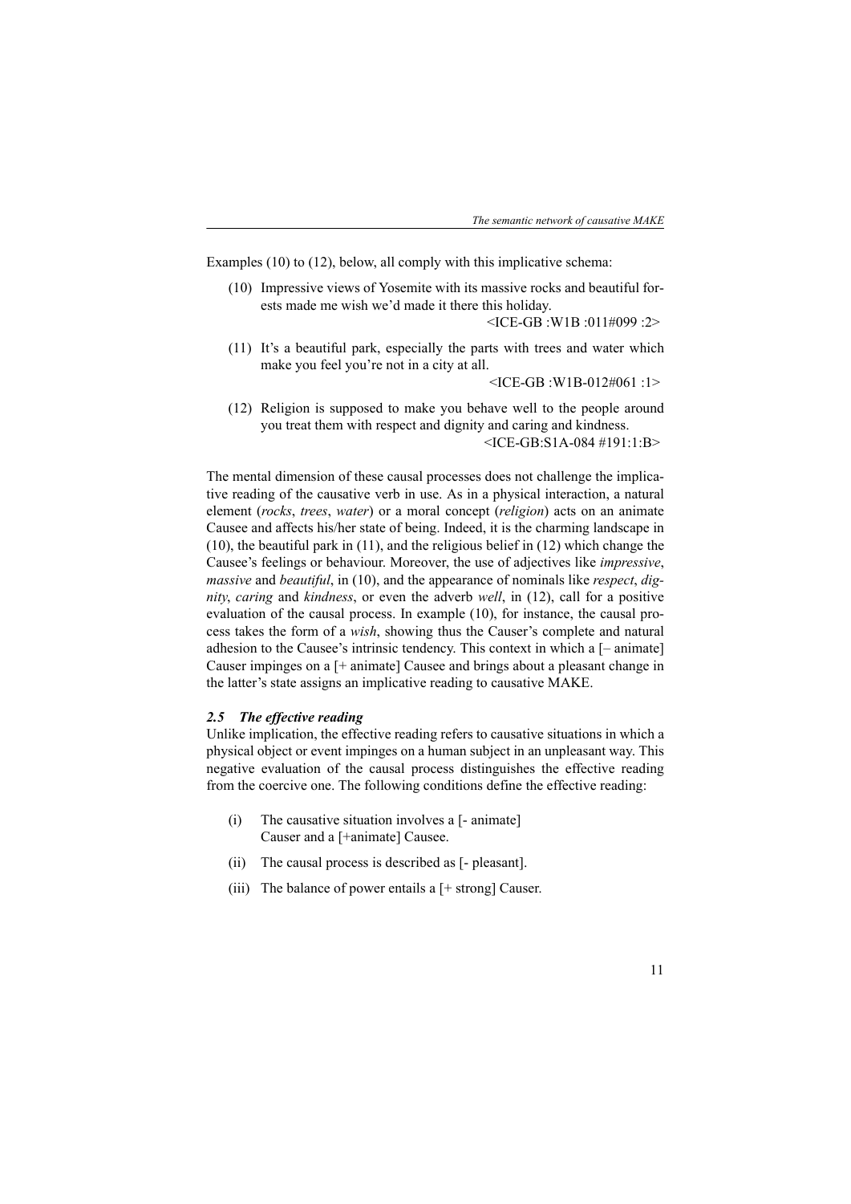Examples (10) to (12), below, all comply with this implicative schema:

(10) Impressive views of Yosemite with its massive rocks and beautiful forests made me wish we'd made it there this holiday.
<ICE-GB :W1B :011#099 :2>

(11) It's a beautiful park, especially the parts with trees and water which make you feel you're not in a city at all.
<ICE-GB :W1B-012#061 :1>

(12) Religion is supposed to make you behave well to the people around you treat them with respect and dignity and caring and kindness.
<ICE-GB:S1A-084 #191:1:B>

The mental dimension of these causal processes does not challenge the implicative reading of the causative verb in use. As in a physical interaction, a natural element (*rocks*, *trees*, *water*) or a moral concept (*religion*) acts on an animate Causee and affects his/her state of being. Indeed, it is the charming landscape in (10), the beautiful park in (11), and the religious belief in (12) which change the Causee's feelings or behaviour. Moreover, the use of adjectives like *impressive*, *massive* and *beautiful*, in (10), and the appearance of nominals like *respect*, *dignity*, *caring* and *kindness*, or even the adverb *well*, in (12), call for a positive evaluation of the causal process. In example (10), for instance, the causal process takes the form of a *wish*, showing thus the Causer's complete and natural adhesion to the Causee's intrinsic tendency. This context in which a [– animate] Causer impinges on a [+ animate] Causee and brings about a pleasant change in the latter's state assigns an implicative reading to causative MAKE.

### *2.5 The effective reading*

Unlike implication, the effective reading refers to causative situations in which a physical object or event impinges on a human subject in an unpleasant way. This negative evaluation of the causal process distinguishes the effective reading from the coercive one. The following conditions define the effective reading:

(i) The causative situation involves a [- animate] Causer and a [+animate] Causee.

(ii) The causal process is described as [- pleasant].

(iii) The balance of power entails a [+ strong] Causer.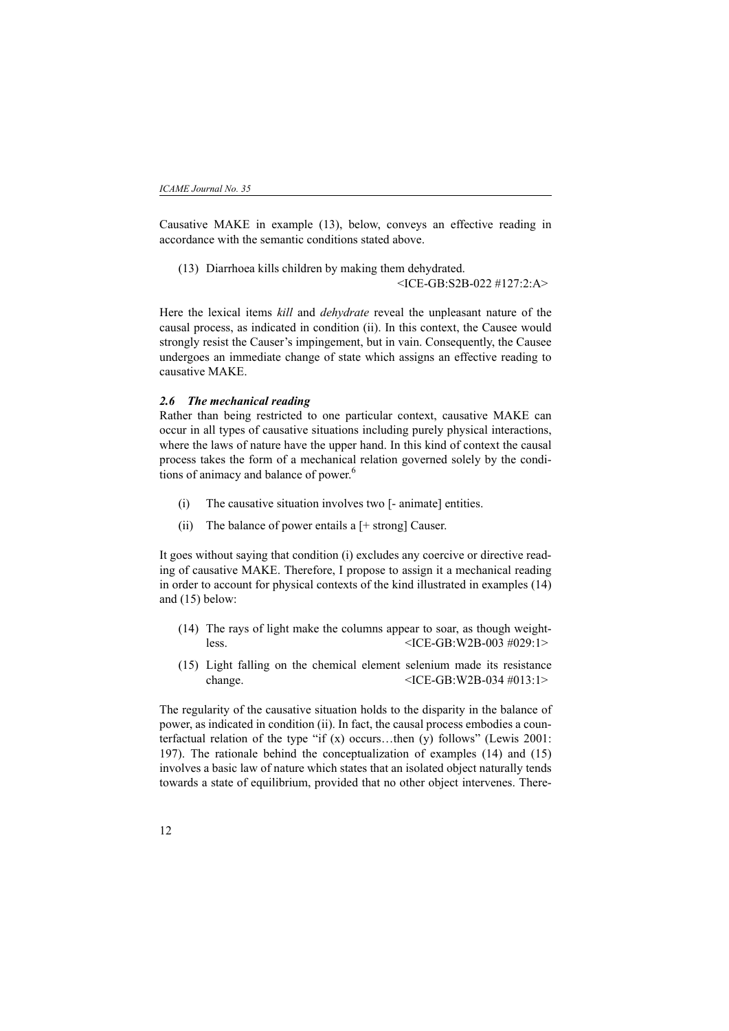Causative MAKE in example (13), below, conveys an effective reading in accordance with the semantic conditions stated above.

(13) Diarrhoea kills children by making them dehydrated.
<ICE-GB:S2B-022 #127:2:A>

Here the lexical items *kill* and *dehydrate* reveal the unpleasant nature of the causal process, as indicated in condition (ii). In this context, the Causee would strongly resist the Causer's impingement, but in vain. Consequently, the Causee undergoes an immediate change of state which assigns an effective reading to causative MAKE.

### *2.6 The mechanical reading*

Rather than being restricted to one particular context, causative MAKE can occur in all types of causative situations including purely physical interactions, where the laws of nature have the upper hand. In this kind of context the causal process takes the form of a mechanical relation governed solely by the conditions of animacy and balance of power.[6]

(i) The causative situation involves two [- animate] entities.

(ii) The balance of power entails a [+ strong] Causer.

It goes without saying that condition (i) excludes any coercive or directive reading of causative MAKE. Therefore, I propose to assign it a mechanical reading in order to account for physical contexts of the kind illustrated in examples (14) and (15) below:

(14) The rays of light make the columns appear to soar, as though weightless. <ICE-GB:W2B-003 #029:1>

(15) Light falling on the chemical element selenium made its resistance change. <ICE-GB:W2B-034 #013:1>

The regularity of the causative situation holds to the disparity in the balance of power, as indicated in condition (ii). In fact, the causal process embodies a counterfactual relation of the type "if (x) occurs…then (y) follows" (Lewis 2001: 197). The rationale behind the conceptualization of examples (14) and (15) involves a basic law of nature which states that an isolated object naturally tends towards a state of equilibrium, provided that no other object intervenes. There-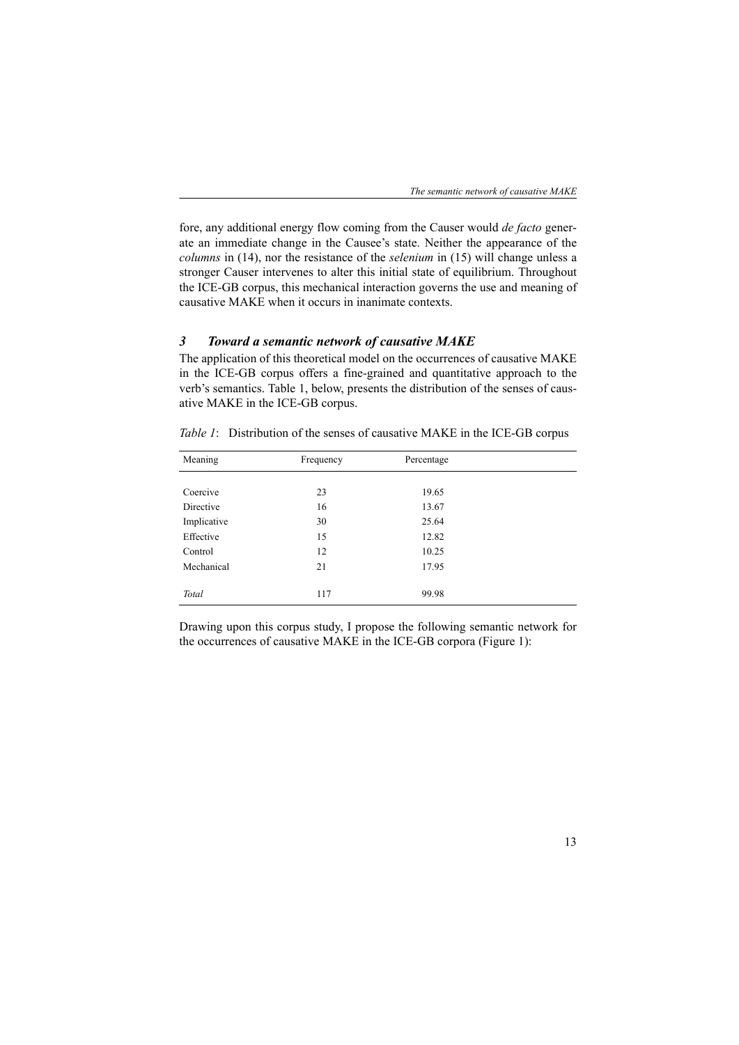fore, any additional energy flow coming from the Causer would *de facto* generate an immediate change in the Causee's state. Neither the appearance of the *columns* in (14), nor the resistance of the *selenium* in (15) will change unless a stronger Causer intervenes to alter this initial state of equilibrium. Throughout the ICE-GB corpus, this mechanical interaction governs the use and meaning of causative MAKE when it occurs in inanimate contexts.

## *3 Toward a semantic network of causative MAKE*

The application of this theoretical model on the occurrences of causative MAKE in the ICE-GB corpus offers a fine-grained and quantitative approach to the verb's semantics. Table 1, below, presents the distribution of the senses of causative MAKE in the ICE-GB corpus.

*Table 1*: Distribution of the senses of causative MAKE in the ICE-GB corpus

| Meaning | Frequency | Percentage |
|---|---|---|
| Coercive | 23 | 19.65 |
| Directive | 16 | 13.67 |
| Implicative | 30 | 25.64 |
| Effective | 15 | 12.82 |
| Control | 12 | 10.25 |
| Mechanical | 21 | 17.95 |
| *Total* | 117 | 99.98 |

Drawing upon this corpus study, I propose the following semantic network for the occurrences of causative MAKE in the ICE-GB corpora (Figure 1):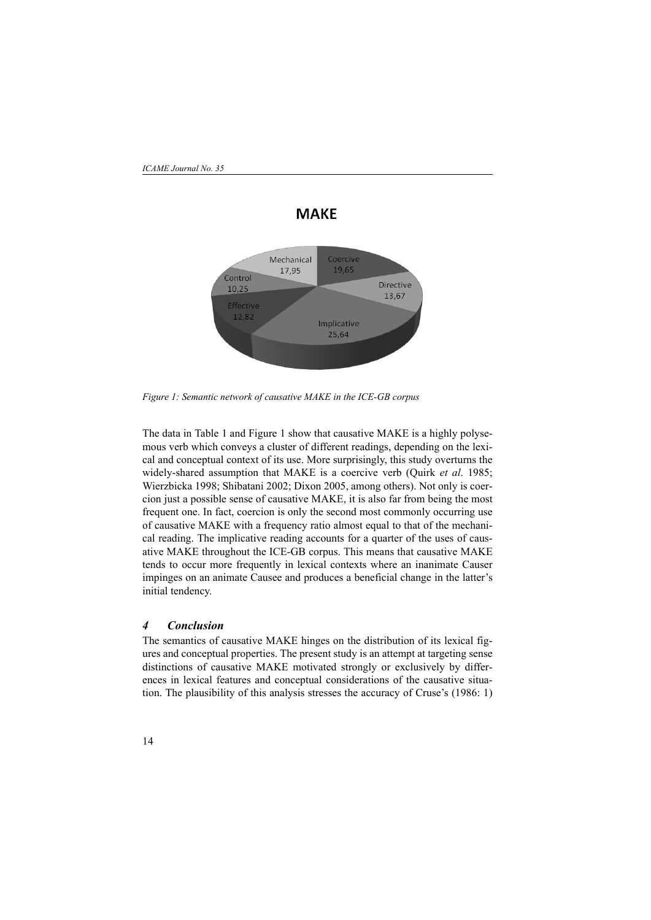*Figure 1: Semantic network of causative MAKE in the ICE-GB corpus*

The data in Table 1 and Figure 1 show that causative MAKE is a highly polysemous verb which conveys a cluster of different readings, depending on the lexical and conceptual context of its use. More surprisingly, this study overturns the widely-shared assumption that MAKE is a coercive verb (Quirk *et al*. 1985; Wierzbicka 1998; Shibatani 2002; Dixon 2005, among others). Not only is coercion just a possible sense of causative MAKE, it is also far from being the most frequent one. In fact, coercion is only the second most commonly occurring use of causative MAKE with a frequency ratio almost equal to that of the mechanical reading. The implicative reading accounts for a quarter of the uses of causative MAKE throughout the ICE-GB corpus. This means that causative MAKE tends to occur more frequently in lexical contexts where an inanimate Causer impinges on an animate Causee and produces a beneficial change in the latter's initial tendency.

## *4 Conclusion*

The semantics of causative MAKE hinges on the distribution of its lexical figures and conceptual properties. The present study is an attempt at targeting sense distinctions of causative MAKE motivated strongly or exclusively by differences in lexical features and conceptual considerations of the causative situation. The plausibility of this analysis stresses the accuracy of Cruse's (1986: 1)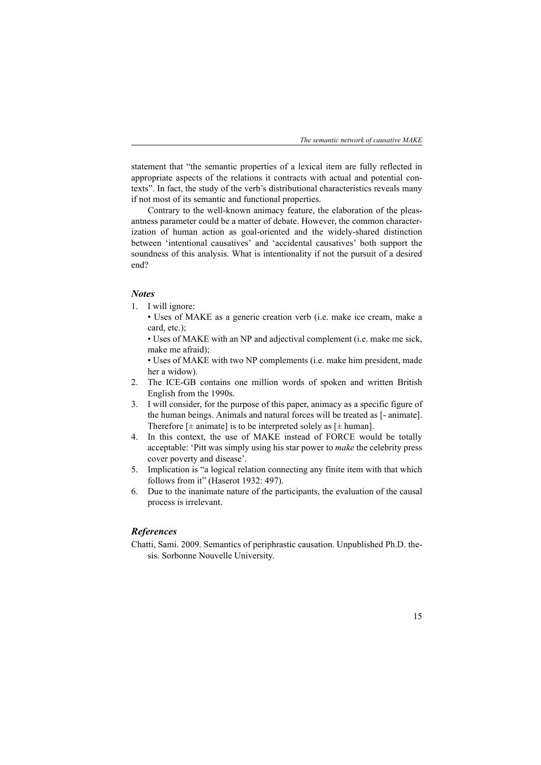statement that "the semantic properties of a lexical item are fully reflected in appropriate aspects of the relations it contracts with actual and potential contexts". In fact, the study of the verb's distributional characteristics reveals many if not most of its semantic and functional properties.

Contrary to the well-known animacy feature, the elaboration of the pleasantness parameter could be a matter of debate. However, the common characterization of human action as goal-oriented and the widely-shared distinction between 'intentional causatives' and 'accidental causatives' both support the soundness of this analysis. What is intentionality if not the pursuit of a desired end?

### *Notes*

1. I will ignore:
   - Uses of MAKE as a generic creation verb (i.e. make ice cream, make a card, etc.);
   - Uses of MAKE with an NP and adjectival complement (i.e. make me sick, make me afraid);
   - Uses of MAKE with two NP complements (i.e. make him president, made her a widow).
2. The ICE-GB contains one million words of spoken and written British English from the 1990s.
3. I will consider, for the purpose of this paper, animacy as a specific figure of the human beings. Animals and natural forces will be treated as [- animate]. Therefore [± animate] is to be interpreted solely as [± human].
4. In this context, the use of MAKE instead of FORCE would be totally acceptable: 'Pitt was simply using his star power to *make* the celebrity press cover poverty and disease'.
5. Implication is "a logical relation connecting any finite item with that which follows from it" (Haserot 1932: 497).
6. Due to the inanimate nature of the participants, the evaluation of the causal process is irrelevant.

### *References*

Chatti, Sami. 2009. Semantics of periphrastic causation. Unpublished Ph.D. thesis. Sorbonne Nouvelle University.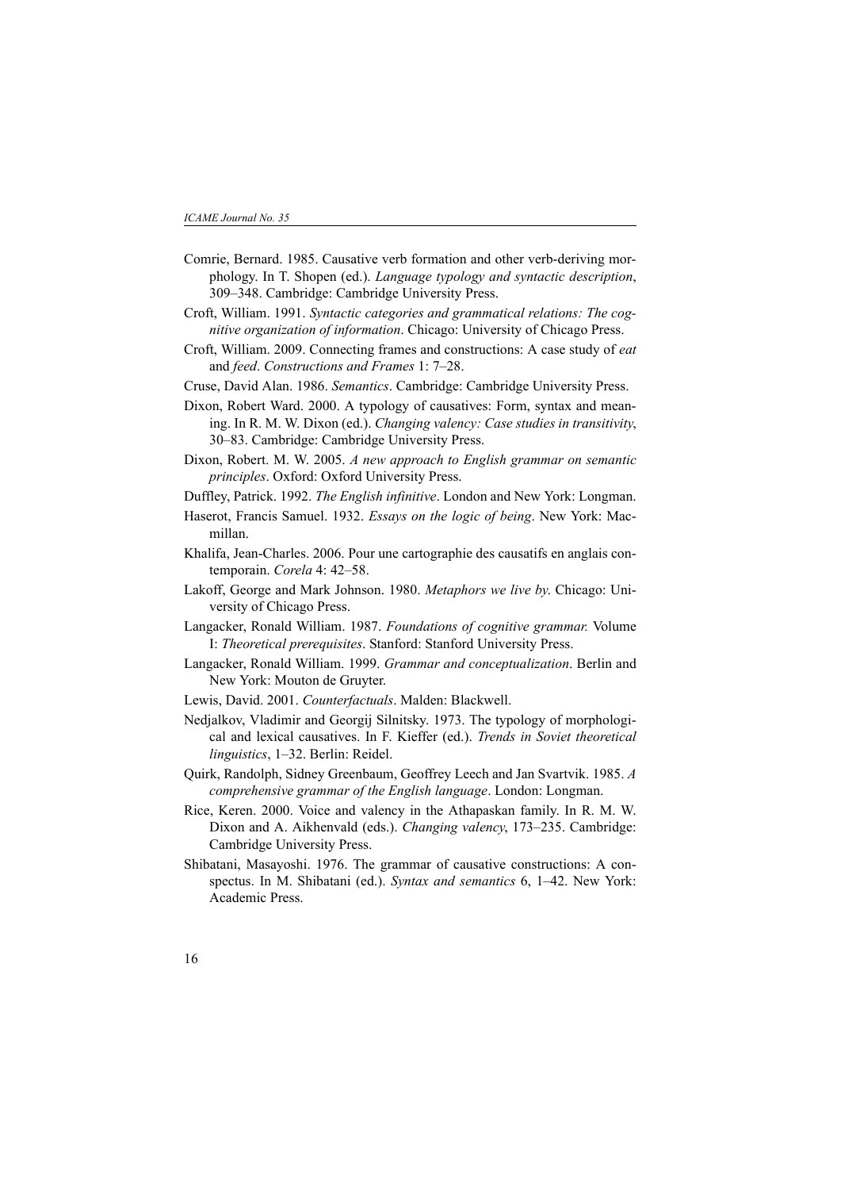Comrie, Bernard. 1985. Causative verb formation and other verb-deriving morphology. In T. Shopen (ed.). *Language typology and syntactic description*, 309–348. Cambridge: Cambridge University Press.

Croft, William. 1991. *Syntactic categories and grammatical relations: The cognitive organization of information*. Chicago: University of Chicago Press.

Croft, William. 2009. Connecting frames and constructions: A case study of *eat* and *feed*. *Constructions and Frames* 1: 7–28.

Cruse, David Alan. 1986. *Semantics*. Cambridge: Cambridge University Press.

Dixon, Robert Ward. 2000. A typology of causatives: Form, syntax and meaning. In R. M. W. Dixon (ed.). *Changing valency: Case studies in transitivity*, 30–83. Cambridge: Cambridge University Press.

Dixon, Robert. M. W. 2005. *A new approach to English grammar on semantic principles*. Oxford: Oxford University Press.

Duffley, Patrick. 1992. *The English infinitive*. London and New York: Longman.

Haserot, Francis Samuel. 1932. *Essays on the logic of being*. New York: Macmillan.

Khalifa, Jean-Charles. 2006. Pour une cartographie des causatifs en anglais contemporain. *Corela* 4: 42–58.

Lakoff, George and Mark Johnson. 1980. *Metaphors we live by*. Chicago: University of Chicago Press.

Langacker, Ronald William. 1987. *Foundations of cognitive grammar.* Volume I: *Theoretical prerequisites*. Stanford: Stanford University Press.

Langacker, Ronald William. 1999. *Grammar and conceptualization*. Berlin and New York: Mouton de Gruyter.

Lewis, David. 2001. *Counterfactuals*. Malden: Blackwell.

Nedjalkov, Vladimir and Georgij Silnitsky. 1973. The typology of morphological and lexical causatives. In F. Kieffer (ed.). *Trends in Soviet theoretical linguistics*, 1–32. Berlin: Reidel.

Quirk, Randolph, Sidney Greenbaum, Geoffrey Leech and Jan Svartvik. 1985. *A comprehensive grammar of the English language*. London: Longman.

Rice, Keren. 2000. Voice and valency in the Athapaskan family. In R. M. W. Dixon and A. Aikhenvald (eds.). *Changing valency*, 173–235. Cambridge: Cambridge University Press.

Shibatani, Masayoshi. 1976. The grammar of causative constructions: A conspectus. In M. Shibatani (ed.). *Syntax and semantics* 6, 1–42. New York: Academic Press.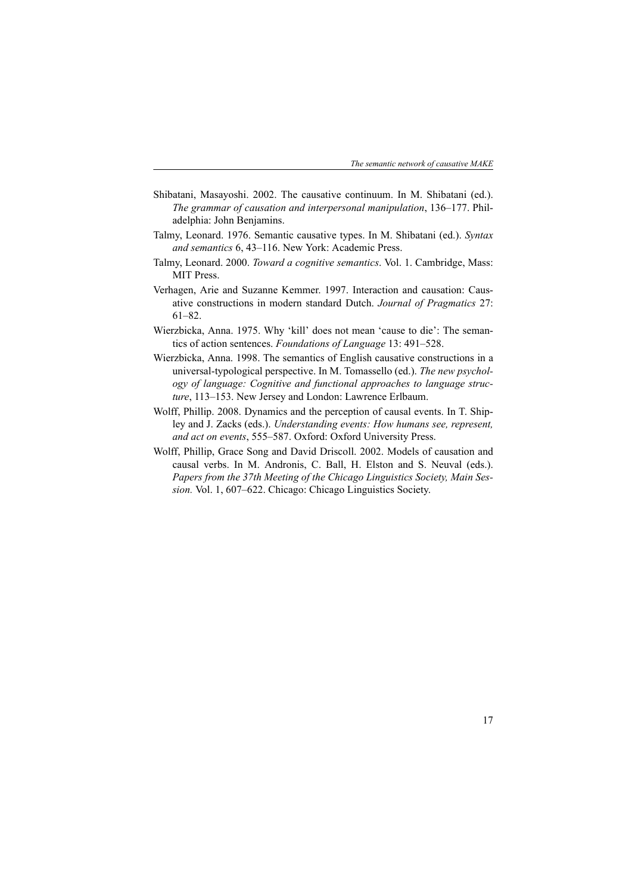Shibatani, Masayoshi. 2002. The causative continuum. In M. Shibatani (ed.). *The grammar of causation and interpersonal manipulation*, 136–177. Philadelphia: John Benjamins.

Talmy, Leonard. 1976. Semantic causative types. In M. Shibatani (ed.). *Syntax and semantics* 6, 43–116. New York: Academic Press.

Talmy, Leonard. 2000. *Toward a cognitive semantics*. Vol. 1. Cambridge, Mass: MIT Press.

Verhagen, Arie and Suzanne Kemmer. 1997. Interaction and causation: Causative constructions in modern standard Dutch. *Journal of Pragmatics* 27: 61–82.

Wierzbicka, Anna. 1975. Why 'kill' does not mean 'cause to die': The semantics of action sentences. *Foundations of Language* 13: 491–528.

Wierzbicka, Anna. 1998. The semantics of English causative constructions in a universal-typological perspective. In M. Tomassello (ed.). *The new psychology of language: Cognitive and functional approaches to language structure*, 113–153. New Jersey and London: Lawrence Erlbaum.

Wolff, Phillip. 2008. Dynamics and the perception of causal events. In T. Shipley and J. Zacks (eds.). *Understanding events: How humans see, represent, and act on events*, 555–587. Oxford: Oxford University Press.

Wolff, Phillip, Grace Song and David Driscoll. 2002. Models of causation and causal verbs. In M. Andronis, C. Ball, H. Elston and S. Neuval (eds.). *Papers from the 37th Meeting of the Chicago Linguistics Society, Main Session.* Vol. 1, 607–622. Chicago: Chicago Linguistics Society.